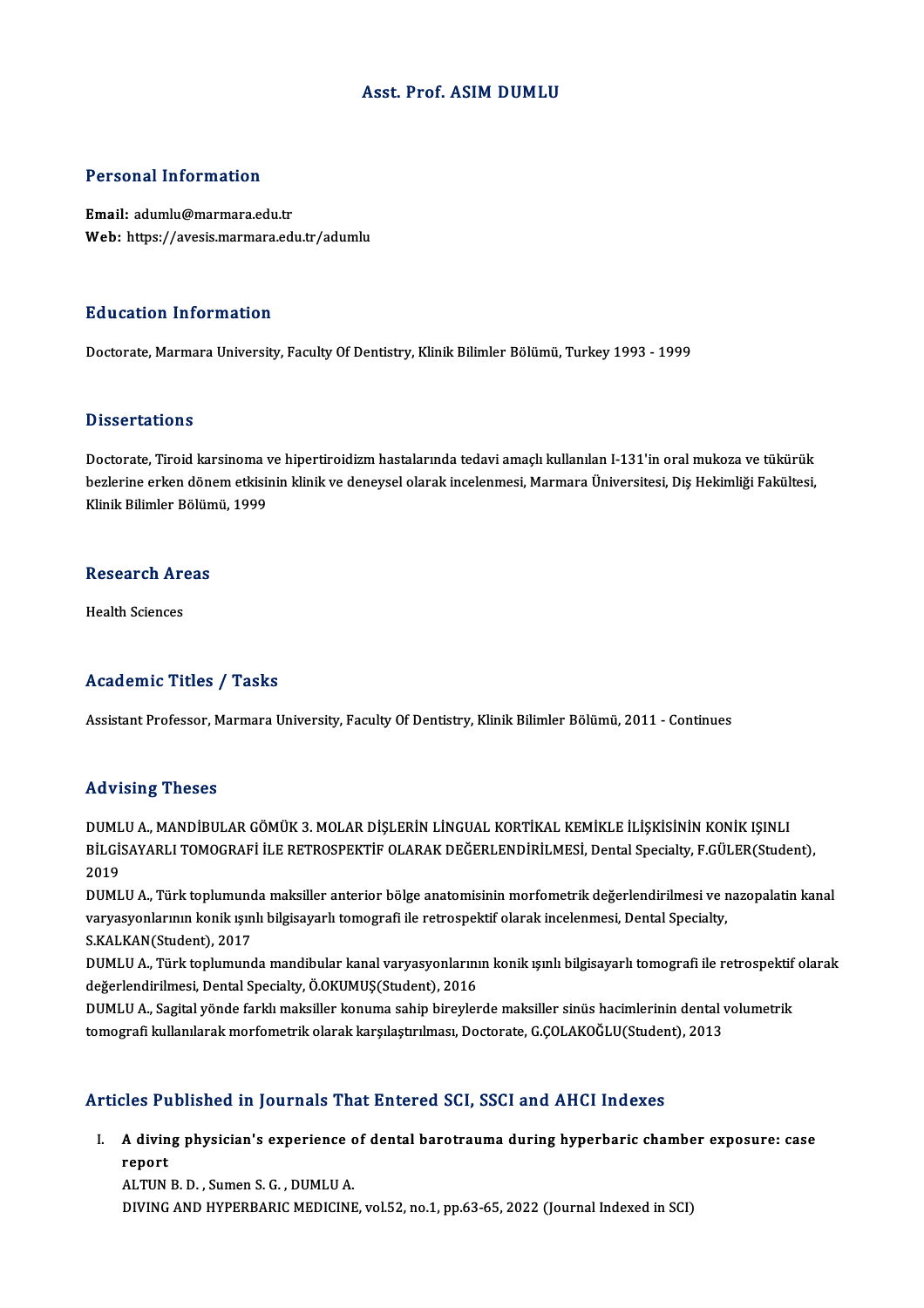# Asst. Prof. ASIM DUMLU

## Personal Information

**Email:** adumlu@marmara.edu.tr
**Web:** https://avesis.marmara.edu.tr/adumlu

## Education Information

Doctorate, Marmara University, Faculty Of Dentistry, Klinik Bilimler Bölümü, Turkey 1993 - 1999

## Dissertations

Doctorate, Tiroid karsinoma ve hipertiroidizm hastalarında tedavi amaçlı kullanılan I-131'in oral mukoza ve tükürük bezlerine erken dönem etkisinin klinik ve deneysel olarak incelenmesi, Marmara Üniversitesi, Diş Hekimliği Fakültesi, Klinik Bilimler Bölümü, 1999

## Research Areas

Health Sciences

## Academic Titles / Tasks

Assistant Professor, Marmara University, Faculty Of Dentistry, Klinik Bilimler Bölümü, 2011 - Continues

## Advising Theses

DUMLU A., MANDİBULAR GÖMÜK 3. MOLAR DİŞLERİN LİNGUAL KORTİKAL KEMİKLE İLİŞKİSİNİN KONİK IŞINLI BİLGİSAYARLI TOMOGRAFİ İLE RETROSPEKTİF OLARAK DEĞERLENDİRİLMESİ, Dental Specialty, F.GÜLER(Student), 2019

DUMLU A., Türk toplumunda maksiller anterior bölge anatomisinin morfometrik değerlendirilmesi ve nazopalatin kanal varyasyonlarının konik ışınlı bilgisayarlı tomografi ile retrospektif olarak incelenmesi, Dental Specialty, S.KALKAN(Student), 2017

DUMLU A., Türk toplumunda mandibular kanal varyasyonlarının konik ışınlı bilgisayarlı tomografi ile retrospektif olarak değerlendirilmesi, Dental Specialty, Ö.OKUMUŞ(Student), 2016

DUMLU A., Sagital yönde farklı maksiller konuma sahip bireylerde maksiller sinüs hacimlerinin dental volumetrik tomografi kullanılarak morfometrik olarak karşılaştırılması, Doctorate, G.ÇOLAKOĞLU(Student), 2013

## Articles Published in Journals That Entered SCI, SSCI and AHCI Indexes

I. **A diving physician's experience of dental barotrauma during hyperbaric chamber exposure: case report**
ALTUN B. D. , Sumen S. G. , DUMLU A.
DIVING AND HYPERBARIC MEDICINE, vol.52, no.1, pp.63-65, 2022 (Journal Indexed in SCI)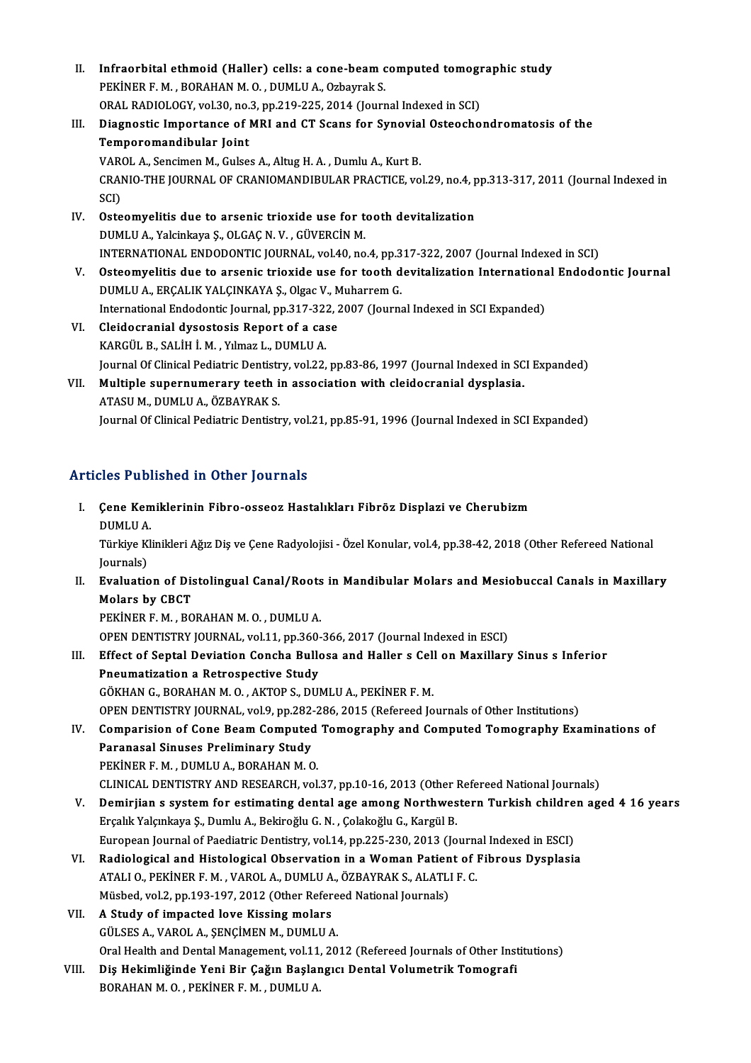II. **Infraorbital ethmoid (Haller) cells: a cone-beam computed tomographic study**
PEKİNER F. M. , BORAHAN M. O. , DUMLU A., Ozbayrak S.
ORAL RADIOLOGY, vol.30, no.3, pp.219-225, 2014 (Journal Indexed in SCI)

III. **Diagnostic Importance of MRI and CT Scans for Synovial Osteochondromatosis of the Temporomandibular Joint**
VAROL A., Sencimen M., Gulses A., Altug H. A. , Dumlu A., Kurt B.
CRANIO-THE JOURNAL OF CRANIOMANDIBULAR PRACTICE, vol.29, no.4, pp.313-317, 2011 (Journal Indexed in SCI)

IV. **Osteomyelitis due to arsenic trioxide use for tooth devitalization**
DUMLU A., Yalcinkaya Ş., OLGAÇ N. V. , GÜVERCİN M.
INTERNATIONAL ENDODONTIC JOURNAL, vol.40, no.4, pp.317-322, 2007 (Journal Indexed in SCI)

V. **Osteomyelitis due to arsenic trioxide use for tooth devitalization International Endodontic Journal**
DUMLU A., ERÇALIK YALÇINKAYA Ş., Olgac V., Muharrem G.
International Endodontic Journal, pp.317-322, 2007 (Journal Indexed in SCI Expanded)

VI. **Cleidocranial dysostosis Report of a case**
KARGÜL B., SALİH İ. M. , Yılmaz L., DUMLU A.
Journal Of Clinical Pediatric Dentistry, vol.22, pp.83-86, 1997 (Journal Indexed in SCI Expanded)

VII. **Multiple supernumerary teeth in association with cleidocranial dysplasia.**
ATASU M., DUMLU A., ÖZBAYRAK S.
Journal Of Clinical Pediatric Dentistry, vol.21, pp.85-91, 1996 (Journal Indexed in SCI Expanded)

## Articles Published in Other Journals

I. **Çene Kemiklerinin Fibro-osseoz Hastalıkları Fibröz Displazi ve Cherubizm**
DUMLU A.
Türkiye Klinikleri Ağız Diş ve Çene Radyolojisi - Özel Konular, vol.4, pp.38-42, 2018 (Other Refereed National Journals)

II. **Evaluation of Distolingual Canal/Roots in Mandibular Molars and Mesiobuccal Canals in Maxillary Molars by CBCT**
PEKİNER F. M. , BORAHAN M. O. , DUMLU A.
OPEN DENTISTRY JOURNAL, vol.11, pp.360-366, 2017 (Journal Indexed in ESCI)

III. **Effect of Septal Deviation Concha Bullosa and Haller s Cell on Maxillary Sinus s Inferior Pneumatization a Retrospective Study**
GÖKHAN G., BORAHAN M. O. , AKTOP S., DUMLU A., PEKİNER F. M.
OPEN DENTISTRY JOURNAL, vol.9, pp.282-286, 2015 (Refereed Journals of Other Institutions)

IV. **Comparision of Cone Beam Computed Tomography and Computed Tomography Examinations of Paranasal Sinuses Preliminary Study**
PEKİNER F. M. , DUMLU A., BORAHAN M. O.
CLINICAL DENTISTRY AND RESEARCH, vol.37, pp.10-16, 2013 (Other Refereed National Journals)

V. **Demirjian s system for estimating dental age among Northwestern Turkish children aged 4 16 years**
Erçalık Yalçınkaya Ş., Dumlu A., Bekiroğlu G. N. , Çolakoğlu G., Kargül B.
European Journal of Paediatric Dentistry, vol.14, pp.225-230, 2013 (Journal Indexed in ESCI)

VI. **Radiological and Histological Observation in a Woman Patient of Fibrous Dysplasia**
ATALI O., PEKİNER F. M. , VAROL A., DUMLU A., ÖZBAYRAK S., ALATLI F. C.
Müsbed, vol.2, pp.193-197, 2012 (Other Refereed National Journals)

VII. **A Study of impacted love Kissing molars**
GÜLSES A., VAROL A., ŞENÇİMEN M., DUMLU A.
Oral Health and Dental Management, vol.11, 2012 (Refereed Journals of Other Institutions)

VIII. **Diş Hekimliğinde Yeni Bir Çağın Başlangıcı Dental Volumetrik Tomografi**
BORAHAN M. O. , PEKİNER F. M. , DUMLU A.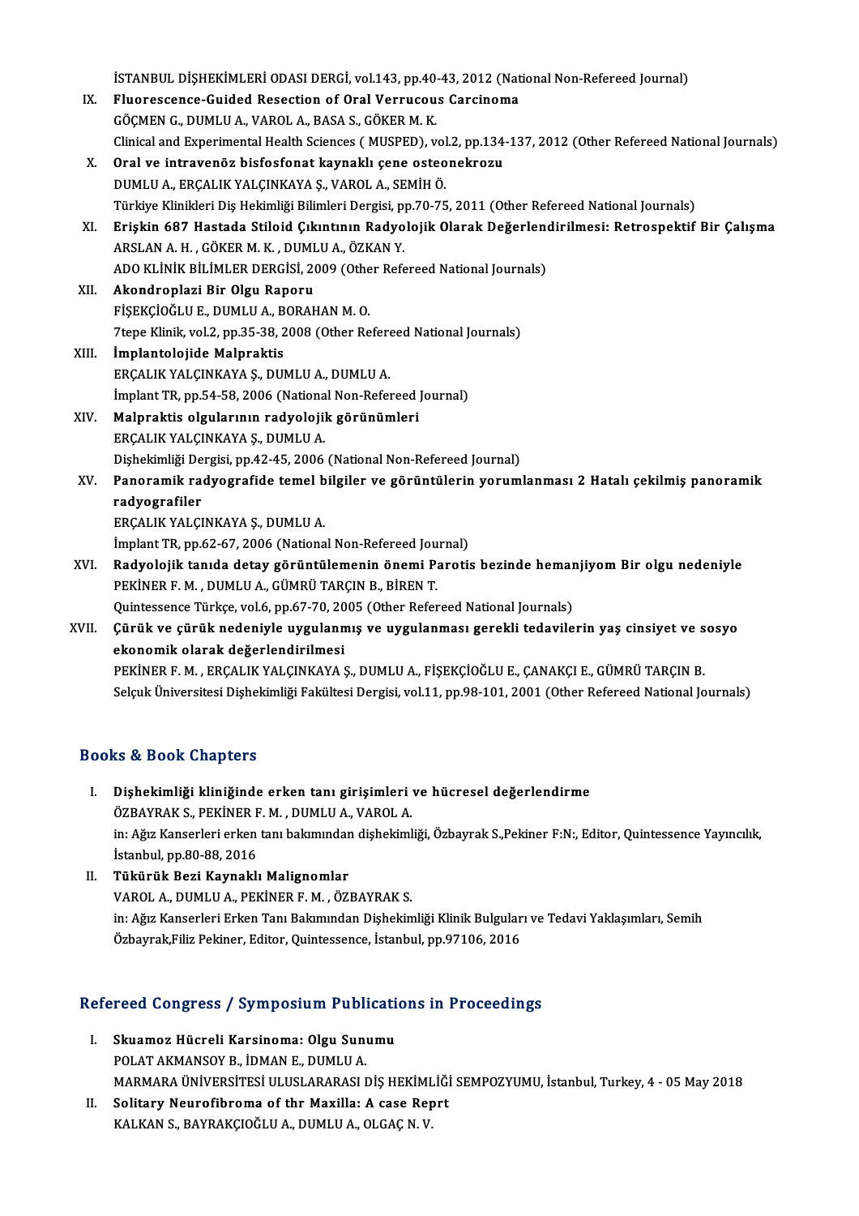İSTANBUL DİŞHEKİMLERİ ODASI DERGİ, vol.143, pp.40-43, 2012 (National Non-Refereed Journal)

IX. **Fluorescence-Guided Resection of Oral Verrucous Carcinoma**
GÖÇMEN G., DUMLU A., VAROL A., BASA S., GÖKER M. K.
Clinical and Experimental Health Sciences ( MUSPED), vol.2, pp.134-137, 2012 (Other Refereed National Journals)

X. **Oral ve intravenöz bisfosfonat kaynaklı çene osteonekrozu**
DUMLU A., ERÇALIK YALÇINKAYA Ş., VAROL A., SEMİH Ö.
Türkiye Klinikleri Diş Hekimliği Bilimleri Dergisi, pp.70-75, 2011 (Other Refereed National Journals)

XI. **Erişkin 687 Hastada Stiloid Çıkıntının Radyolojik Olarak Değerlendirilmesi: Retrospektif Bir Çalışma**
ARSLAN A. H. , GÖKER M. K. , DUMLU A., ÖZKAN Y.
ADO KLİNİK BİLİMLER DERGİSİ, 2009 (Other Refereed National Journals)

XII. **Akondroplazi Bir Olgu Raporu**
FİŞEKÇİOĞLU E., DUMLU A., BORAHAN M. O.
7tepe Klinik, vol.2, pp.35-38, 2008 (Other Refereed National Journals)

XIII. **İmplantolojide Malpraktis**
ERÇALIK YALÇINKAYA Ş., DUMLU A., DUMLU A.
İmplant TR, pp.54-58, 2006 (National Non-Refereed Journal)

XIV. **Malpraktis olgularının radyolojik görünümleri**
ERÇALIK YALÇINKAYA Ş., DUMLU A.
Dişhekimliği Dergisi, pp.42-45, 2006 (National Non-Refereed Journal)

XV. **Panoramik radyografide temel bilgiler ve görüntülerin yorumlanması 2 Hatalı çekilmiş panoramik radyografiler**
ERÇALIK YALÇINKAYA Ş., DUMLU A.
İmplant TR, pp.62-67, 2006 (National Non-Refereed Journal)

XVI. **Radyolojik tanıda detay görüntülemenin önemi Parotis bezinde hemanjiyom Bir olgu nedeniyle**
PEKİNER F. M. , DUMLU A., GÜMRÜ TARÇIN B., BİREN T.
Quintessence Türkçe, vol.6, pp.67-70, 2005 (Other Refereed National Journals)

XVII. **Çürük ve çürük nedeniyle uygulanmış ve uygulanması gerekli tedavilerin yaş cinsiyet ve sosyo ekonomik olarak değerlendirilmesi**
PEKİNER F. M. , ERÇALIK YALÇINKAYA Ş., DUMLU A., FİŞEKÇİOĞLU E., ÇANAKÇI E., GÜMRÜ TARÇIN B.
Selçuk Üniversitesi Dişhekimliği Fakültesi Dergisi, vol.11, pp.98-101, 2001 (Other Refereed National Journals)

## Books & Book Chapters

I. **Dişhekimliği kliniğinde erken tanı girişimleri ve hücresel değerlendirme**
ÖZBAYRAK S., PEKİNER F. M. , DUMLU A., VAROL A.
in: Ağız Kanserleri erken tanı bakımından dişhekimliği, Özbayrak S.,Pekiner F:N:, Editor, Quintessence Yayıncılık, İstanbul, pp.80-88, 2016

II. **Tükürük Bezi Kaynaklı Malignomlar**
VAROL A., DUMLU A., PEKİNER F. M. , ÖZBAYRAK S.
in: Ağız Kanserleri Erken Tanı Bakımından Dişhekimliği Klinik Bulguları ve Tedavi Yaklaşımları, Semih Özbayrak,Filiz Pekiner, Editor, Quintessence, İstanbul, pp.97106, 2016

## Refereed Congress / Symposium Publications in Proceedings

I. **Skuamoz Hücreli Karsinoma: Olgu Sunumu**
POLAT AKMANSOY B., İDMAN E., DUMLU A.
MARMARA ÜNİVERSİTESİ ULUSLARARASI DİŞ HEKİMLİĞİ SEMPOZYUMU, İstanbul, Turkey, 4 - 05 May 2018

II. **Solitary Neurofibroma of thr Maxilla: A case Reprt**
KALKAN S., BAYRAKÇIOĞLU A., DUMLU A., OLGAÇ N. V.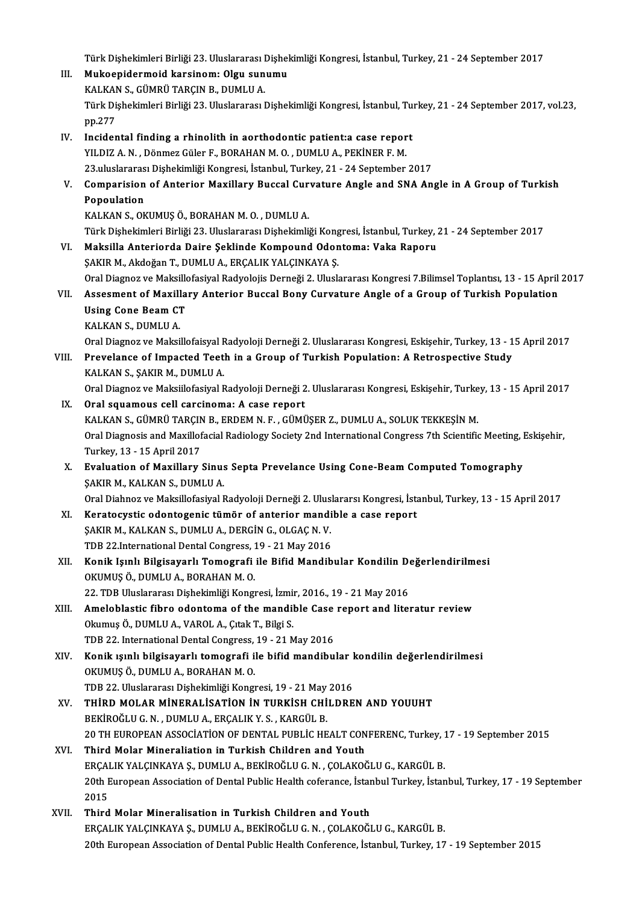Türk Dişhekimleri Birliği 23. Uluslararası Dişhekimliği Kongresi, İstanbul, Turkey, 21 - 24 September 2017

III. **Mukoepidermoid karsinom: Olgu sunumu**
KALKAN S., GÜMRÜ TARÇIN B., DUMLU A.
Türk Dişhekimleri Birliği 23. Uluslararası Dişhekimliği Kongresi, İstanbul, Turkey, 21 - 24 September 2017, vol.23, pp.277

IV. **Incidental finding a rhinolith in aorthodontic patient:a case report**
YILDIZ A. N. , Dönmez Güler F., BORAHAN M. O. , DUMLU A., PEKİNER F. M.
23.uluslararası Dişhekimliği Kongresi, İstanbul, Turkey, 21 - 24 September 2017

V. **Comparision of Anterior Maxillary Buccal Curvature Angle and SNA Angle in A Group of Turkish Popoulation**
KALKAN S., OKUMUŞ Ö., BORAHAN M. O. , DUMLU A.
Türk Dişhekimleri Birliği 23. Uluslararası Dişhekimliği Kongresi, İstanbul, Turkey, 21 - 24 September 2017

VI. **Maksilla Anteriorda Daire Şeklinde Kompound Odontoma: Vaka Raporu**
ŞAKIR M., Akdoğan T., DUMLU A., ERÇALIK YALÇINKAYA Ş.
Oral Diagnoz ve Maksillofasiyal Radyolojis Derneği 2. Uluslararası Kongresi 7.Bilimsel Toplantısı, 13 - 15 April 2017

VII. **Assesment of Maxillary Anterior Buccal Bony Curvature Angle of a Group of Turkish Population Using Cone Beam CT**
KALKAN S., DUMLU A.
Oral Diagnoz ve Maksillofaisyal Radyoloji Derneği 2. Uluslararası Kongresi, Eskişehir, Turkey, 13 - 15 April 2017

VIII. **Prevelance of Impacted Teeth in a Group of Turkish Population: A Retrospective Study**
KALKAN S., ŞAKIR M., DUMLU A.
Oral Diagnoz ve Maksiilofasiyal Radyoloji Derneği 2. Uluslararası Kongresi, Eskişehir, Turkey, 13 - 15 April 2017

IX. **Oral squamous cell carcinoma: A case report**
KALKAN S., GÜMRÜ TARÇIN B., ERDEM N. F. , GÜMÜŞER Z., DUMLU A., SOLUK TEKKEŞİN M.
Oral Diagnosis and Maxillofacial Radiology Society 2nd International Congress 7th Scientific Meeting, Eskişehir, Turkey, 13 - 15 April 2017

X. **Evaluation of Maxillary Sinus Septa Prevelance Using Cone-Beam Computed Tomography**
ŞAKIR M., KALKAN S., DUMLU A.
Oral Diahnoz ve Maksillofasiyal Radyoloji Derneği 2. Uluslararsı Kongresi, İstanbul, Turkey, 13 - 15 April 2017

XI. **Keratocystic odontogenic tümör of anterior mandible a case report**
ŞAKIR M., KALKAN S., DUMLU A., DERGİN G., OLGAÇ N. V.
TDB 22.International Dental Congress, 19 - 21 May 2016

XII. **Konik Işınlı Bilgisayarlı Tomografi ile Bifid Mandibular Kondilin Değerlendirilmesi**
OKUMUŞ Ö., DUMLU A., BORAHAN M. O.
22. TDB Uluslararası Dişhekimliği Kongresi, İzmir, 2016., 19 - 21 May 2016

XIII. **Ameloblastic fibro odontoma of the mandible Case report and literatur review**
Okumuş Ö., DUMLU A., VAROL A., Çıtak T., Bilgi S.
TDB 22. International Dental Congress, 19 - 21 May 2016

XIV. **Konik ışınlı bilgisayarlı tomografi ile bifid mandibular kondilin değerlendirilmesi**
OKUMUŞ Ö., DUMLU A., BORAHAN M. O.
TDB 22. Uluslararası Dişhekimliği Kongresi, 19 - 21 May 2016

XV. **THİRD MOLAR MİNERALİSATİON İN TURKİSH CHİLDREN AND YOUUHT**
BEKİROĞLU G. N. , DUMLU A., ERÇALIK Y. S. , KARGÜL B.
20 TH EUROPEAN ASSOCİATİON OF DENTAL PUBLİC HEALT CONFERENC, Turkey, 17 - 19 September 2015

XVI. **Third Molar Mineraliation in Turkish Children and Youth**
ERÇALIK YALÇINKAYA Ş., DUMLU A., BEKİROĞLU G. N. , ÇOLAKOĞLU G., KARGÜL B.
20th European Association of Dental Public Health coferance, İstanbul Turkey, İstanbul, Turkey, 17 - 19 September 2015

XVII. **Third Molar Mineralisation in Turkish Children and Youth**
ERÇALIK YALÇINKAYA Ş., DUMLU A., BEKİROĞLU G. N. , ÇOLAKOĞLU G., KARGÜL B.
20th European Association of Dental Public Health Conference, İstanbul, Turkey, 17 - 19 September 2015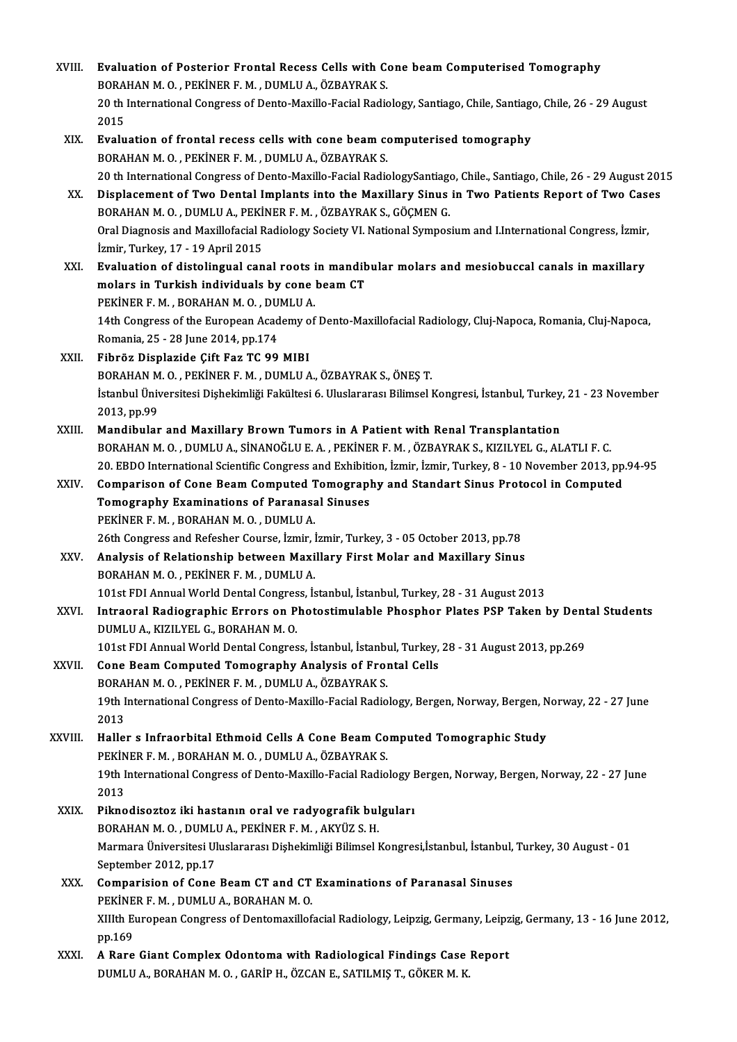XVIII. **Evaluation of Posterior Frontal Recess Cells with Cone beam Computerised Tomography**
BORAHAN M. O. , PEKİNER F. M. , DUMLU A., ÖZBAYRAK S.
20 th International Congress of Dento-Maxillo-Facial Radiology, Santiago, Chile, Santiago, Chile, 26 - 29 August 2015

XIX. **Evaluation of frontal recess cells with cone beam computerised tomography**
BORAHAN M. O. , PEKİNER F. M. , DUMLU A., ÖZBAYRAK S.
20 th International Congress of Dento-Maxillo-Facial RadiologySantiago, Chile., Santiago, Chile, 26 - 29 August 2015

XX. **Displacement of Two Dental Implants into the Maxillary Sinus in Two Patients Report of Two Cases**
BORAHAN M. O. , DUMLU A., PEKİNER F. M. , ÖZBAYRAK S., GÖÇMEN G.
Oral Diagnosis and Maxillofacial Radiology Society VI. National Symposium and I.International Congress, İzmir, İzmir, Turkey, 17 - 19 April 2015

XXI. **Evaluation of distolingual canal roots in mandibular molars and mesiobuccal canals in maxillary molars in Turkish individuals by cone beam CT**
PEKİNER F. M. , BORAHAN M. O. , DUMLU A.
14th Congress of the European Academy of Dento-Maxillofacial Radiology, Cluj-Napoca, Romania, Cluj-Napoca, Romania, 25 - 28 June 2014, pp.174

XXII. **Fibröz Displazide Çift Faz TC 99 MIBI**
BORAHAN M. O. , PEKİNER F. M. , DUMLU A., ÖZBAYRAK S., ÖNEŞ T.
İstanbul Üniversitesi Dişhekimliği Fakültesi 6. Uluslararası Bilimsel Kongresi, İstanbul, Turkey, 21 - 23 November 2013, pp.99

XXIII. **Mandibular and Maxillary Brown Tumors in A Patient with Renal Transplantation**
BORAHAN M. O. , DUMLU A., SİNANOĞLU E. A. , PEKİNER F. M. , ÖZBAYRAK S., KIZILYEL G., ALATLI F. C.
20. EBDO International Scientific Congress and Exhibition, İzmir, İzmir, Turkey, 8 - 10 November 2013, pp.94-95

XXIV. **Comparison of Cone Beam Computed Tomography and Standart Sinus Protocol in Computed Tomography Examinations of Paranasal Sinuses**
PEKİNER F. M. , BORAHAN M. O. , DUMLU A.
26th Congress and Refesher Course, İzmir, İzmir, Turkey, 3 - 05 October 2013, pp.78

XXV. **Analysis of Relationship between Maxillary First Molar and Maxillary Sinus**
BORAHAN M. O. , PEKİNER F. M. , DUMLU A.
101st FDI Annual World Dental Congress, İstanbul, İstanbul, Turkey, 28 - 31 August 2013

XXVI. **Intraoral Radiographic Errors on Photostimulable Phosphor Plates PSP Taken by Dental Students**
DUMLU A., KIZILYEL G., BORAHAN M. O.
101st FDI Annual World Dental Congress, İstanbul, İstanbul, Turkey, 28 - 31 August 2013, pp.269

XXVII. **Cone Beam Computed Tomography Analysis of Frontal Cells**
BORAHAN M. O. , PEKİNER F. M. , DUMLU A., ÖZBAYRAK S.
19th International Congress of Dento-Maxillo-Facial Radiology, Bergen, Norway, Bergen, Norway, 22 - 27 June 2013

XXVIII. **Haller s Infraorbital Ethmoid Cells A Cone Beam Computed Tomographic Study**
PEKİNER F. M. , BORAHAN M. O. , DUMLU A., ÖZBAYRAK S.
19th International Congress of Dento-Maxillo-Facial Radiology Bergen, Norway, Bergen, Norway, 22 - 27 June 2013

XXIX. **Piknodisoztoz iki hastanın oral ve radyografik bulguları**
BORAHAN M. O. , DUMLU A., PEKİNER F. M. , AKYÜZ S. H.
Marmara Üniversitesi Uluslararası Dişhekimliği Bilimsel Kongresi,İstanbul, İstanbul, Turkey, 30 August - 01 September 2012, pp.17

XXX. **Comparision of Cone Beam CT and CT Examinations of Paranasal Sinuses**
PEKİNER F. M. , DUMLU A., BORAHAN M. O.
XIIIth European Congress of Dentomaxillofacial Radiology, Leipzig, Germany, Leipzig, Germany, 13 - 16 June 2012, pp.169

XXXI. **A Rare Giant Complex Odontoma with Radiological Findings Case Report**
DUMLU A., BORAHAN M. O. , GARİP H., ÖZCAN E., SATILMIŞ T., GÖKER M. K.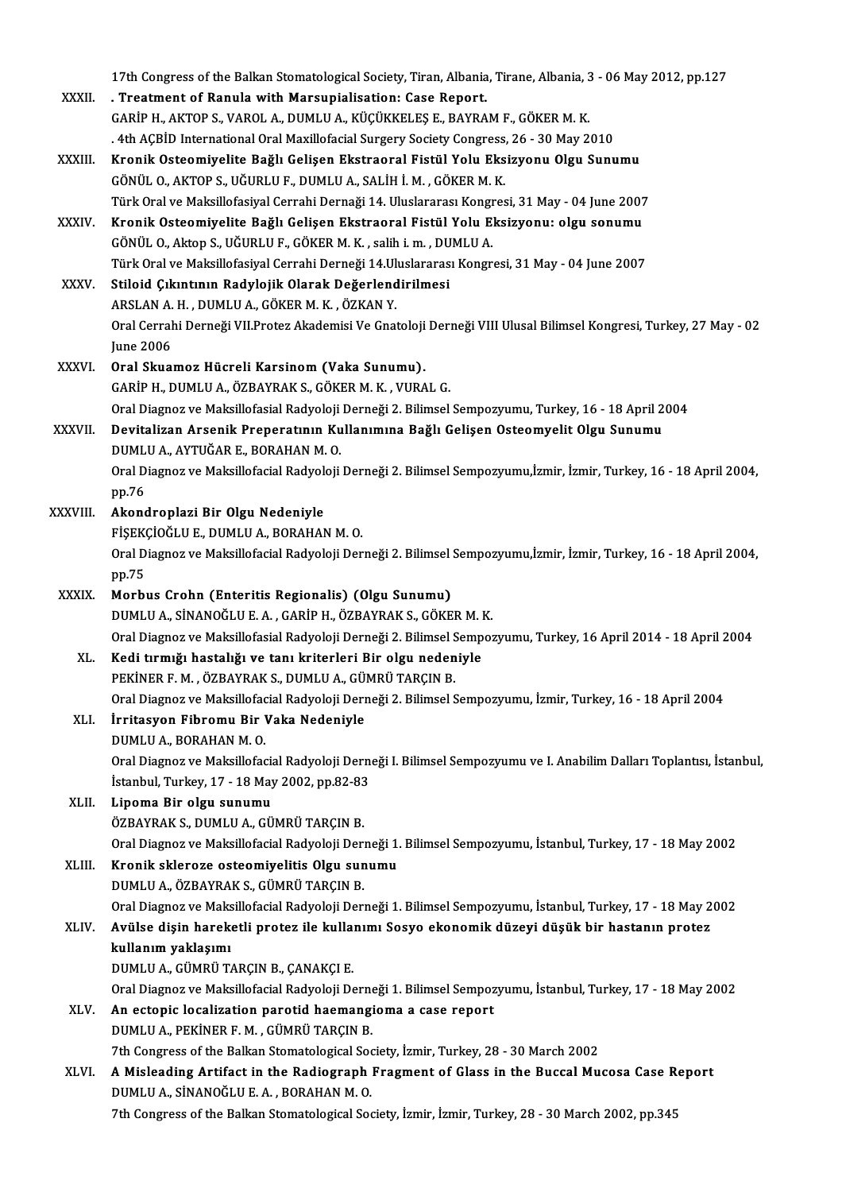17th Congress of the Balkan Stomatological Society, Tiran, Albania, Tirane, Albania, 3 - 06 May 2012, pp.127

XXXII. **. Treatment of Ranula with Marsupialisation: Case Report.**
GARİP H., AKTOP S., VAROL A., DUMLU A., KÜÇÜKKELEŞ E., BAYRAM F., GÖKER M. K.
. 4th AÇBİD International Oral Maxillofacial Surgery Society Congress, 26 - 30 May 2010

XXXIII. **Kronik Osteomiyelite Bağlı Gelişen Ekstraoral Fistül Yolu Eksizyonu Olgu Sunumu**
GÖNÜL O., AKTOP S., UĞURLU F., DUMLU A., SALİH İ. M. , GÖKER M. K.
Türk Oral ve Maksillofasiyal Cerrahi Dernaği 14. Uluslararası Kongresi, 31 May - 04 June 2007

XXXIV. **Kronik Osteomiyelite Bağlı Gelişen Ekstraoral Fistül Yolu Eksizyonu: olgu sonumu**
GÖNÜL O., Aktop S., UĞURLU F., GÖKER M. K. , salih i. m. , DUMLU A.
Türk Oral ve Maksillofasiyal Cerrahi Derneği 14.Uluslararası Kongresi, 31 May - 04 June 2007

XXXV. **Stiloid Çıkıntının Radyolojik Olarak Değerlendirilmesi**
ARSLAN A. H. , DUMLU A., GÖKER M. K. , ÖZKAN Y.
Oral Cerrahi Derneği VII.Protez Akademisi Ve Gnatoloji Derneği VIII Ulusal Bilimsel Kongresi, Turkey, 27 May - 02 June 2006

XXXVI. **Oral Skuamoz Hücreli Karsinom (Vaka Sunumu).**
GARİP H., DUMLU A., ÖZBAYRAK S., GÖKER M. K. , VURAL G.
Oral Diagnoz ve Maksillofasial Radyoloji Derneği 2. Bilimsel Sempozyumu, Turkey, 16 - 18 April 2004

XXXVII. **Devitalizan Arsenik Preperatının Kullanımına Bağlı Gelişen Osteomyelit Olgu Sunumu**
DUMLU A., AYTUĞAR E., BORAHAN M. O.
Oral Diagnoz ve Maksillofacial Radyoloji Derneği 2. Bilimsel Sempozyumu,İzmir, İzmir, Turkey, 16 - 18 April 2004, pp.76

XXXVIII. **Akondroplazi Bir Olgu Nedeniyle**
FİŞEKÇİOĞLU E., DUMLU A., BORAHAN M. O.
Oral Diagnoz ve Maksillofacial Radyoloji Derneği 2. Bilimsel Sempozyumu,İzmir, İzmir, Turkey, 16 - 18 April 2004, pp.75

XXXIX. **Morbus Crohn (Enteritis Regionalis) (Olgu Sunumu)**
DUMLU A., SİNANOĞLU E. A. , GARİP H., ÖZBAYRAK S., GÖKER M. K.
Oral Diagnoz ve Maksillofasial Radyoloji Derneği 2. Bilimsel Sempozyumu, Turkey, 16 April 2014 - 18 April 2004

XL. **Kedi tırmığı hastalığı ve tanı kriterleri Bir olgu nedeniyle**
PEKİNER F. M. , ÖZBAYRAK S., DUMLU A., GÜMRÜ TARÇIN B.
Oral Diagnoz ve Maksillofacial Radyoloji Derneği 2. Bilimsel Sempozyumu, İzmir, Turkey, 16 - 18 April 2004

XLI. **İrritasyon Fibromu Bir Vaka Nedeniyle**
DUMLU A., BORAHAN M. O.
Oral Diagnoz ve Maksillofacial Radyoloji Derneği I. Bilimsel Sempozyumu ve I. Anabilim Dalları Toplantısı, İstanbul, İstanbul, Turkey, 17 - 18 May 2002, pp.82-83

XLII. **Lipoma Bir olgu sunumu**
ÖZBAYRAK S., DUMLU A., GÜMRÜ TARÇIN B.
Oral Diagnoz ve Maksillofacial Radyoloji Derneği 1. Bilimsel Sempozyumu, İstanbul, Turkey, 17 - 18 May 2002

XLIII. **Kronik skleroze osteomiyelitis Olgu sunumu**
DUMLU A., ÖZBAYRAK S., GÜMRÜ TARÇIN B.
Oral Diagnoz ve Maksillofacial Radyoloji Derneği 1. Bilimsel Sempozyumu, İstanbul, Turkey, 17 - 18 May 2002

XLIV. **Avülse dişin hareketli protez ile kullanımı Sosyo ekonomik düzeyi düşük bir hastanın protez kullanım yaklaşımı**
DUMLU A., GÜMRÜ TARÇIN B., ÇANAKÇI E.
Oral Diagnoz ve Maksillofacial Radyoloji Derneği 1. Bilimsel Sempozyumu, İstanbul, Turkey, 17 - 18 May 2002

XLV. **An ectopic localization parotid haemangioma a case report**
DUMLU A., PEKİNER F. M. , GÜMRÜ TARÇIN B.
7th Congress of the Balkan Stomatological Society, İzmir, Turkey, 28 - 30 March 2002

XLVI. **A Misleading Artifact in the Radiograph Fragment of Glass in the Buccal Mucosa Case Report**
DUMLU A., SİNANOĞLU E. A. , BORAHAN M. O.
7th Congress of the Balkan Stomatological Society, İzmir, İzmir, Turkey, 28 - 30 March 2002, pp.345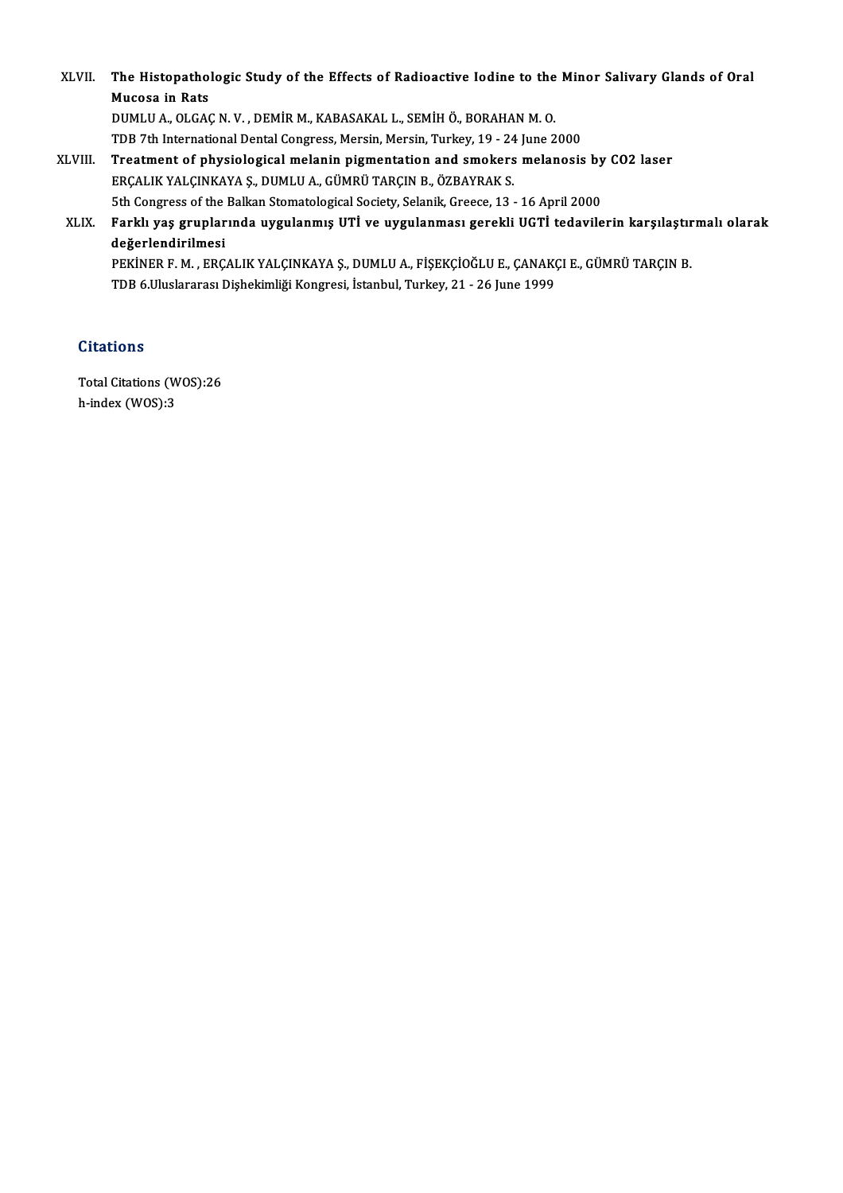XLVII. **The Histopathologic Study of the Effects of Radioactive Iodine to the Minor Salivary Glands of Oral Mucosa in Rats**
DUMLU A., OLGAÇ N. V. , DEMİR M., KABASAKAL L., SEMİH Ö., BORAHAN M. O.
TDB 7th International Dental Congress, Mersin, Mersin, Turkey, 19 - 24 June 2000

XLVIII. **Treatment of physiological melanin pigmentation and smokers melanosis by CO2 laser**
ERÇALIK YALÇINKAYA Ş., DUMLU A., GÜMRÜ TARÇIN B., ÖZBAYRAK S.
5th Congress of the Balkan Stomatological Society, Selanik, Greece, 13 - 16 April 2000

XLIX. **Farklı yaş gruplarında uygulanmış UTİ ve uygulanması gerekli UGTİ tedavilerin karşılaştırmalı olarak değerlendirilmesi**
PEKİNER F. M. , ERÇALIK YALÇINKAYA Ş., DUMLU A., FİŞEKÇİOĞLU E., ÇANAKÇI E., GÜMRÜ TARÇIN B.
TDB 6.Uluslararası Dişhekimliği Kongresi, İstanbul, Turkey, 21 - 26 June 1999

## Citations

Total Citations (WOS):26
h-index (WOS):3